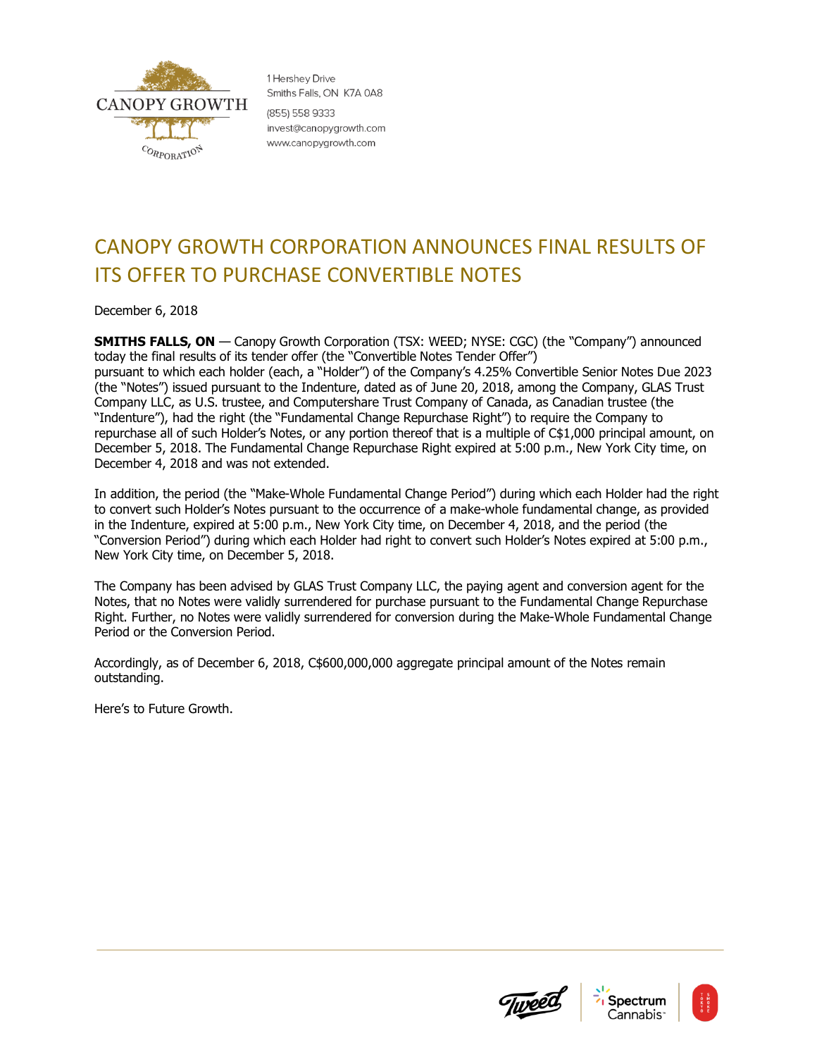1 Hershey Drive
Smiths Falls, ON K7A 0A8

(855) 558 9333
invest@canopygrowth.com
www.canopygrowth.com

# CANOPY GROWTH CORPORATION ANNOUNCES FINAL RESULTS OF ITS OFFER TO PURCHASE CONVERTIBLE NOTES

December 6, 2018

**SMITHS FALLS, ON** — Canopy Growth Corporation (TSX: WEED; NYSE: CGC) (the "Company") announced today the final results of its tender offer (the "Convertible Notes Tender Offer") pursuant to which each holder (each, a "Holder") of the Company's 4.25% Convertible Senior Notes Due 2023 (the "Notes") issued pursuant to the Indenture, dated as of June 20, 2018, among the Company, GLAS Trust Company LLC, as U.S. trustee, and Computershare Trust Company of Canada, as Canadian trustee (the "Indenture"), had the right (the "Fundamental Change Repurchase Right") to require the Company to repurchase all of such Holder's Notes, or any portion thereof that is a multiple of C$1,000 principal amount, on December 5, 2018. The Fundamental Change Repurchase Right expired at 5:00 p.m., New York City time, on December 4, 2018 and was not extended.

In addition, the period (the "Make-Whole Fundamental Change Period") during which each Holder had the right to convert such Holder's Notes pursuant to the occurrence of a make-whole fundamental change, as provided in the Indenture, expired at 5:00 p.m., New York City time, on December 4, 2018, and the period (the "Conversion Period") during which each Holder had right to convert such Holder's Notes expired at 5:00 p.m., New York City time, on December 5, 2018.

The Company has been advised by GLAS Trust Company LLC, the paying agent and conversion agent for the Notes, that no Notes were validly surrendered for purchase pursuant to the Fundamental Change Repurchase Right. Further, no Notes were validly surrendered for conversion during the Make-Whole Fundamental Change Period or the Conversion Period.

Accordingly, as of December 6, 2018, C$600,000,000 aggregate principal amount of the Notes remain outstanding.

Here's to Future Growth.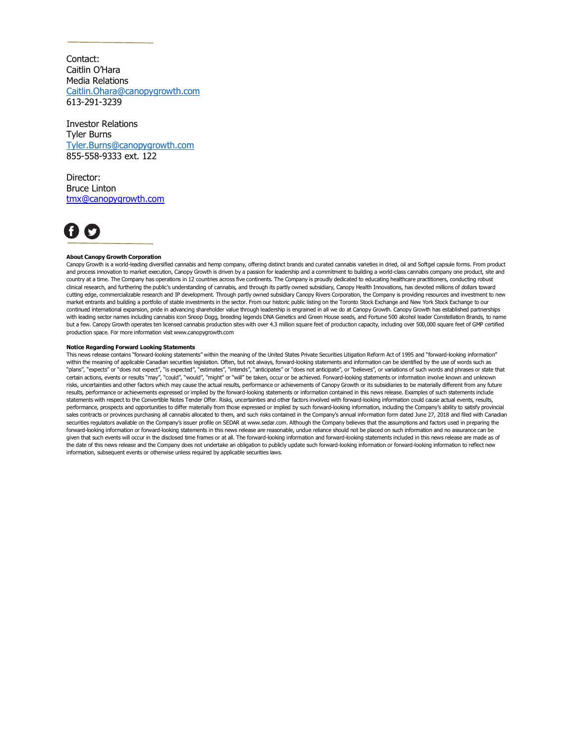Contact:
Caitlin O'Hara
Media Relations
Caitlin.Ohara@canopygrowth.com
613-291-3239

Investor Relations
Tyler Burns
Tyler.Burns@canopygrowth.com
855-558-9333 ext. 122

Director:
Bruce Linton
tmx@canopygrowth.com

**About Canopy Growth Corporation**

Canopy Growth is a world-leading diversified cannabis and hemp company, offering distinct brands and curated cannabis varieties in dried, oil and Softgel capsule forms. From product and process innovation to market execution, Canopy Growth is driven by a passion for leadership and a commitment to building a world-class cannabis company one product, site and country at a time. The Company has operations in 12 countries across five continents. The Company is proudly dedicated to educating healthcare practitioners, conducting robust clinical research, and furthering the public's understanding of cannabis, and through its partly owned subsidiary, Canopy Health Innovations, has devoted millions of dollars toward cutting edge, commercializable research and IP development. Through partly owned subsidiary Canopy Rivers Corporation, the Company is providing resources and investment to new market entrants and building a portfolio of stable investments in the sector. From our historic public listing on the Toronto Stock Exchange and New York Stock Exchange to our continued international expansion, pride in advancing shareholder value through leadership is engrained in all we do at Canopy Growth. Canopy Growth has established partnerships with leading sector names including cannabis icon Snoop Dogg, breeding legends DNA Genetics and Green House seeds, and Fortune 500 alcohol leader Constellation Brands, to name but a few. Canopy Growth operates ten licensed cannabis production sites with over 4.3 million square feet of production capacity, including over 500,000 square feet of GMP certified production space. For more information visit www.canopygrowth.com

**Notice Regarding Forward Looking Statements**

This news release contains "forward-looking statements" within the meaning of the United States Private Securities Litigation Reform Act of 1995 and "forward-looking information" within the meaning of applicable Canadian securities legislation. Often, but not always, forward-looking statements and information can be identified by the use of words such as "plans", "expects" or "does not expect", "is expected", "estimates", "intends", "anticipates" or "does not anticipate", or "believes", or variations of such words and phrases or state that certain actions, events or results "may", "could", "would", "might" or "will" be taken, occur or be achieved. Forward-looking statements or information involve known and unknown risks, uncertainties and other factors which may cause the actual results, performance or achievements of Canopy Growth or its subsidiaries to be materially different from any future results, performance or achievements expressed or implied by the forward-looking statements or information contained in this news release. Examples of such statements include statements with respect to the Convertible Notes Tender Offer. Risks, uncertainties and other factors involved with forward-looking information could cause actual events, results, performance, prospects and opportunities to differ materially from those expressed or implied by such forward-looking information, including the Company's ability to satisfy provincial sales contracts or provinces purchasing all cannabis allocated to them, and such risks contained in the Company's annual information form dated June 27, 2018 and filed with Canadian securities regulators available on the Company's issuer profile on SEDAR at www.sedar.com. Although the Company believes that the assumptions and factors used in preparing the forward-looking information or forward-looking statements in this news release are reasonable, undue reliance should not be placed on such information and no assurance can be given that such events will occur in the disclosed time frames or at all. The forward-looking information and forward-looking statements included in this news release are made as of the date of this news release and the Company does not undertake an obligation to publicly update such forward-looking information or forward-looking information to reflect new information, subsequent events or otherwise unless required by applicable securities laws.